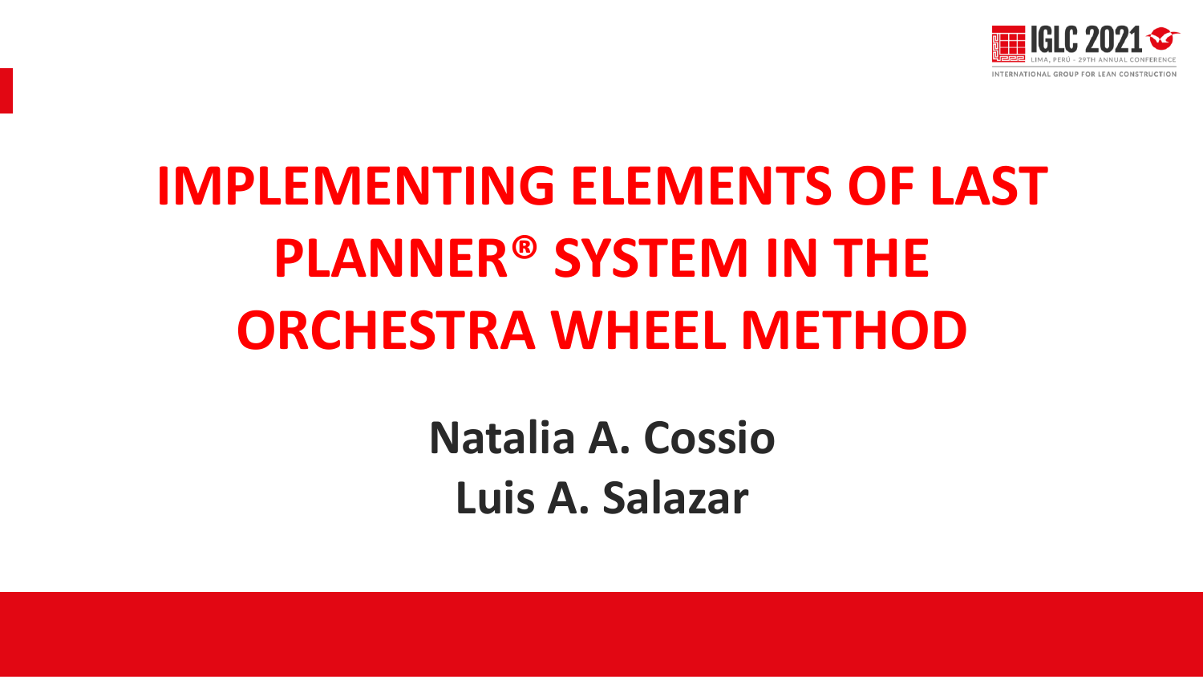# IMPLEMENTING ELEMENTS OF LAST PLANNER® SYSTEM IN THE ORCHESTRA WHEEL METHOD

**Natalia A. Cossio**

**Luis A. Salazar**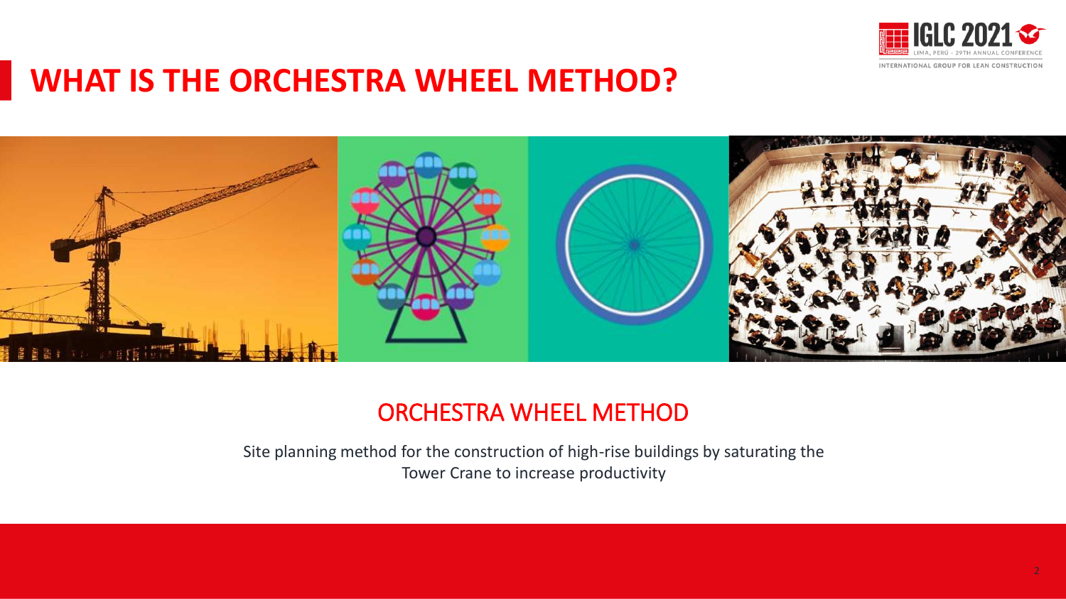# WHAT IS THE ORCHESTRA WHEEL METHOD?

## ORCHESTRA WHEEL METHOD

Site planning method for the construction of high-rise buildings by saturating the Tower Crane to increase productivity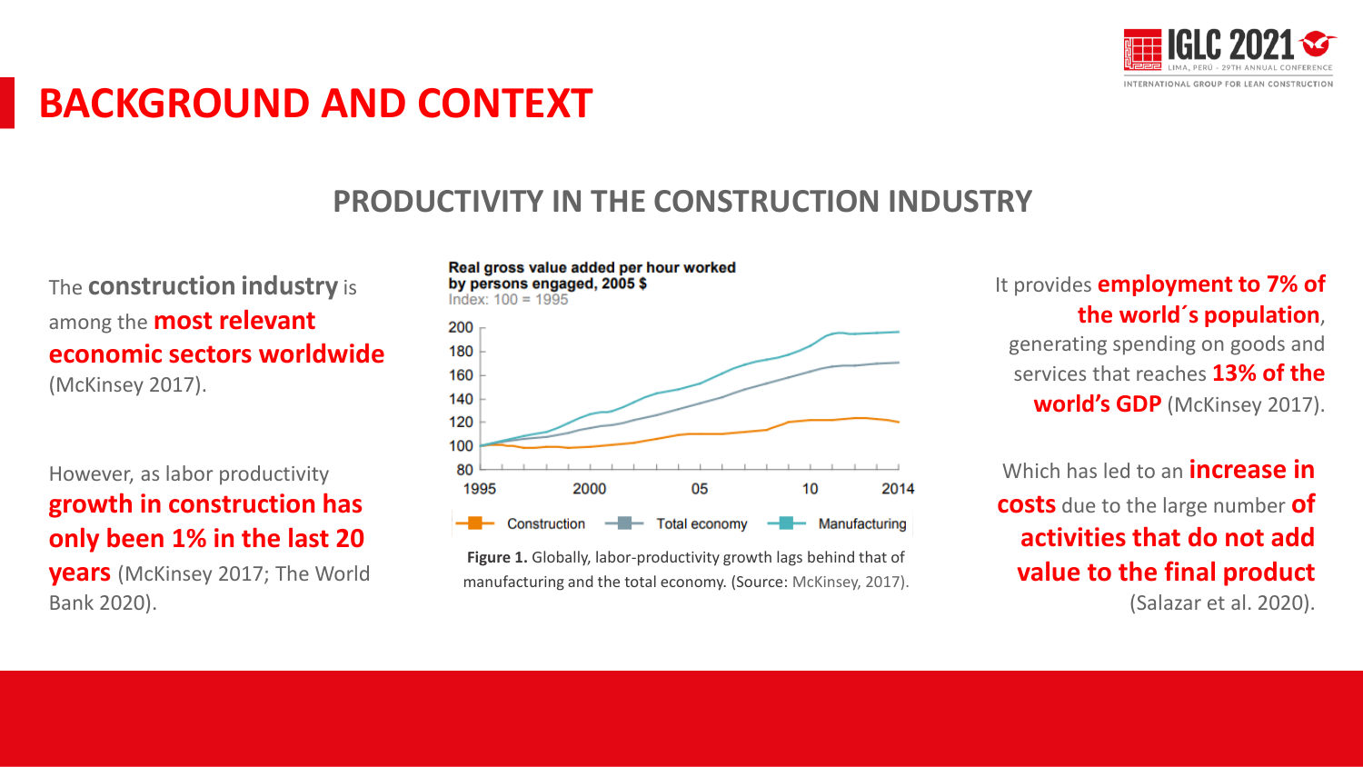# BACKGROUND AND CONTEXT

## PRODUCTIVITY IN THE CONSTRUCTION INDUSTRY

The **construction industry** is among the **most relevant economic sectors worldwide** (McKinsey 2017).

However, as labor productivity **growth in construction has only been 1% in the last 20 years** (McKinsey 2017; The World Bank 2020).

**Real gross value added per hour worked by persons engaged, 2005 $**
Index: 100 = 1995

Construction — Total economy — Manufacturing

**Figure 1.** Globally, labor-productivity growth lags behind that of manufacturing and the total economy. (Source: McKinsey, 2017).

It provides **employment to 7% of the world´s population**, generating spending on goods and services that reaches **13% of the world's GDP** (McKinsey 2017).

Which has led to an **increase in costs** due to the large number **of activities that do not add value to the final product** (Salazar et al. 2020).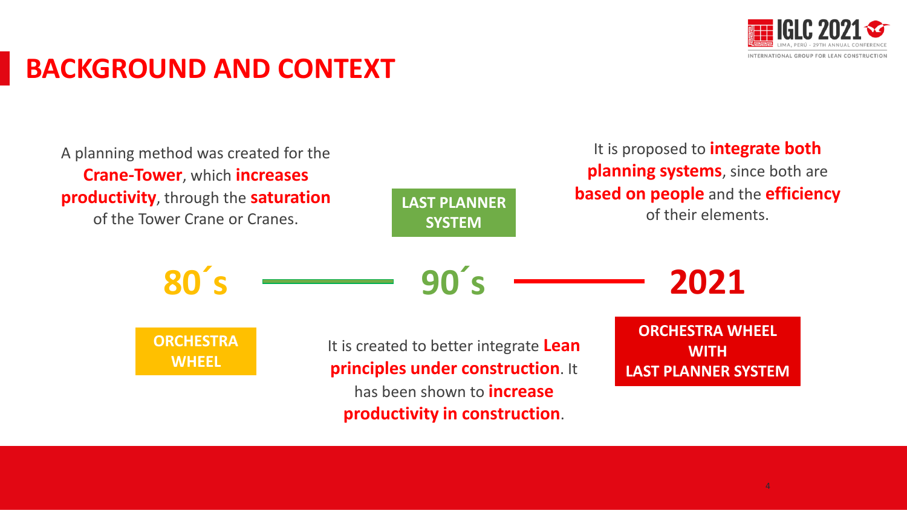# BACKGROUND AND CONTEXT

## 80´s — ORCHESTRA WHEEL

A planning method was created for the **Crane-Tower**, which **increases productivity**, through the **saturation** of the Tower Crane or Cranes.

## 90´s — LAST PLANNER SYSTEM

It is created to better integrate **Lean principles under construction**. It has been shown to **increase productivity in construction**.

## 2021 — ORCHESTRA WHEEL WITH LAST PLANNER SYSTEM

It is proposed to **integrate both planning systems**, since both are **based on people** and the **efficiency** of their elements.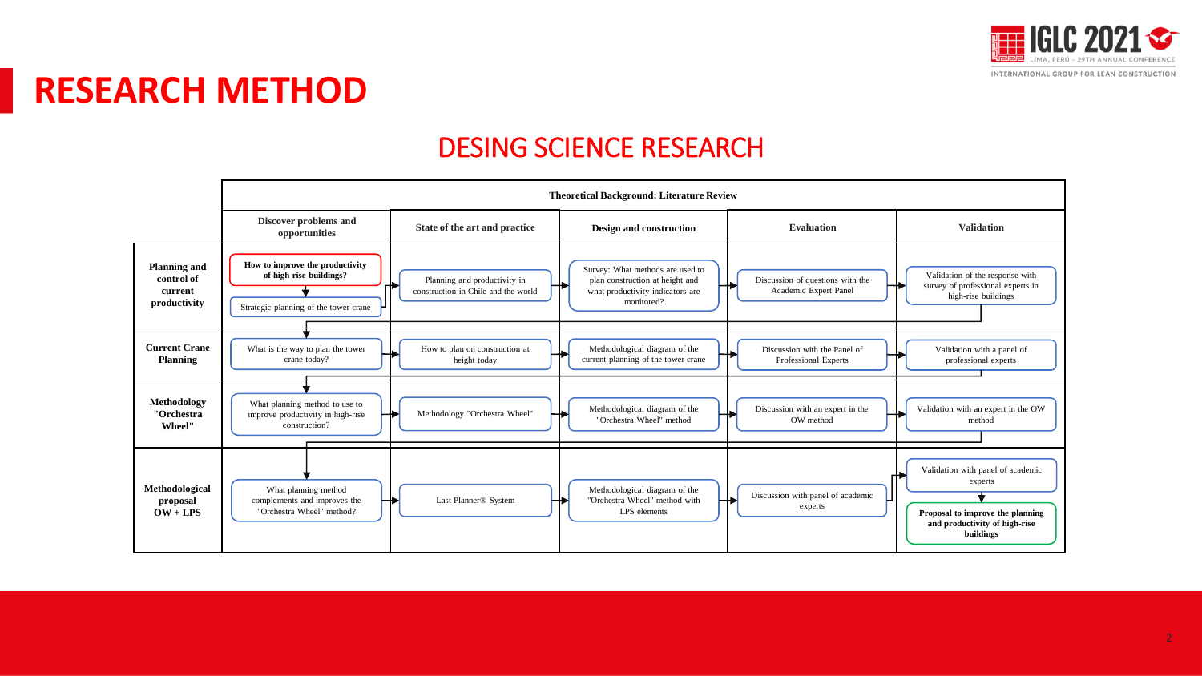# RESEARCH METHOD

## DESING SCIENCE RESEARCH

| | Theoretical Background: Literature Review | | | | |
|---|---|---|---|---|---|
| | **Discover problems and opportunities** | **State of the art and practice** | **Design and construction** | **Evaluation** | **Validation** |
| **Planning and control of current productivity** | **How to improve the productivity of high-rise buildings?** → Strategic planning of the tower crane | Planning and productivity in construction in Chile and the world | Survey: What methods are used to plan construction at height and what productivity indicators are monitored? | Discussion of questions with the Academic Expert Panel | Validation of the response with survey of professional experts in high-rise buildings |
| **Current Crane Planning** | What is the way to plan the tower crane today? | How to plan on construction at height today | Methodological diagram of the current planning of the tower crane | Discussion with the Panel of Professional Experts | Validation with a panel of professional experts |
| **Methodology "Orchestra Wheel"** | What planning method to use to improve productivity in high-rise construction? | Methodology "Orchestra Wheel" | Methodological diagram of the "Orchestra Wheel" method | Discussion with an expert in the OW method | Validation with an expert in the OW method |
| **Methodological proposal OW + LPS** | What planning method complements and improves the "Orchestra Wheel" method? | Last Planner® System | Methodological diagram of the "Orchestra Wheel" method with LPS elements | Discussion with panel of academic experts | Validation with panel of academic experts → **Proposal to improve the planning and productivity of high-rise buildings** |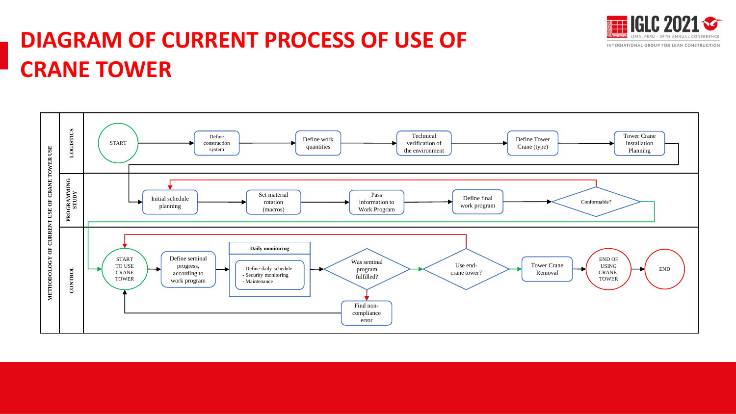# DIAGRAM OF CURRENT PROCESS OF USE OF CRANE TOWER

METHODOLOGY OF CURRENT USE OF CRANE TOWER USE

**LOGISTICS**

START → Define construction system → Define work quantities → Technical verification of the environment → Define Tower Crane (type) → Tower Crane Installation Planning

**PROGRAMMING STUDY**

Initial schedule planning → Set material rotation (macros) → Pass information to Work Program → Define final work program → Conformable?

**CONTROL**

START TO USE CRANE TOWER → Define seminal progress, according to work program → Daily monitoring (- Define daily schedule, - Security monitoring, - Maintenance) → Was seminal program fulfilled? → Use end-crane tower? → Tower Crane Removal → END OF USING CRANE-TOWER → END

Find non-compliance error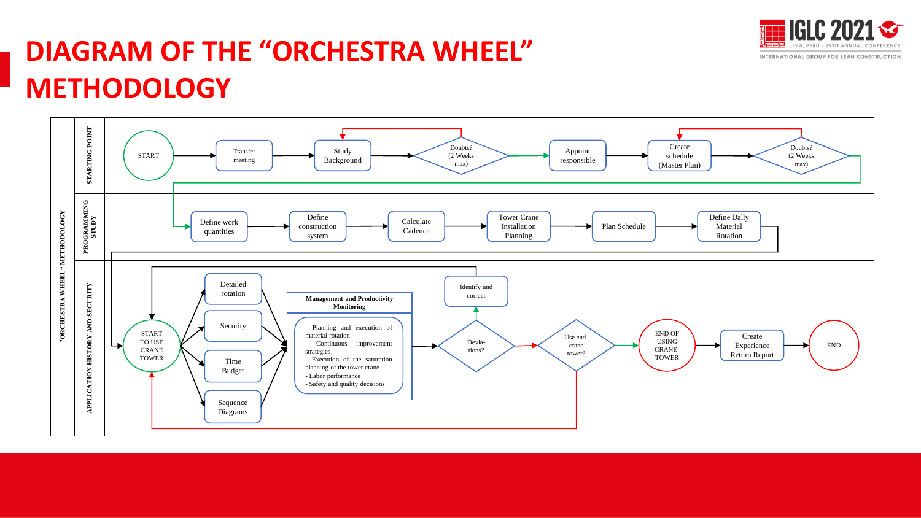# DIAGRAM OF THE "ORCHESTRA WHEEL" METHODOLOGY

**"ORCHESTRA WHEEL" METHODOLOGY**

**STARTING POINT**

START → Transfer meeting → Study Background → Doubts? (2 Weeks max) → Appoint responsible → Create schedule (Master Plan) → Doubts? (2 Weeks max)

**PROGRAMMING STUDY**

Define work quantities → Define construction system → Calculate Cadence → Tower Crane Installation Planning → Plan Schedule → Define Dally Material Rotation

**APPLICATION HISTORY AND SECURITY**

START TO USE CRANE TOWER → Detailed rotation / Security / Time Budget / Sequence Diagrams

**Management and Productivity Monitoring**

- Planning and execution of material rotation
- Continuous improvement strategies
- Execution of the saturation planning of the tower crane
- Labor performance
- Safety and quality decisions

→ Deviations? → Identify and correct

→ Use end-crane tower? → END OF USING CRANE-TOWER → Create Experience Return Report → END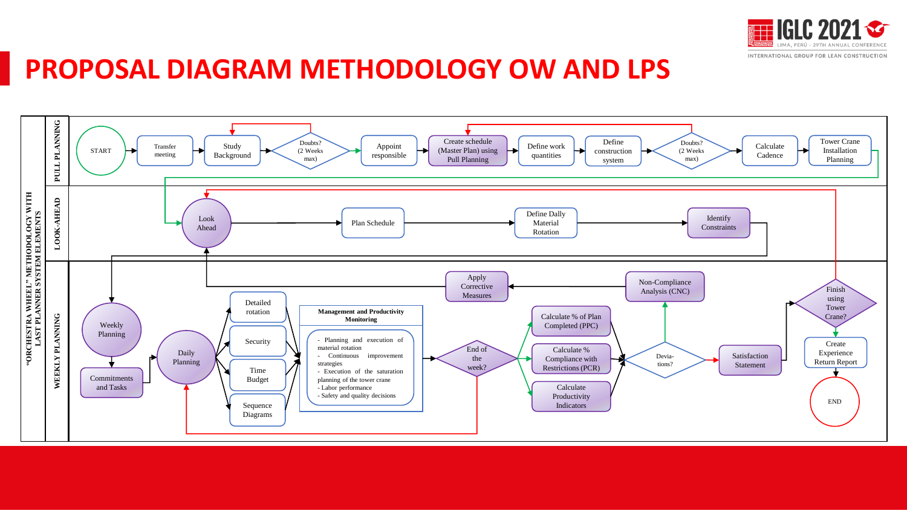# PROPOSAL DIAGRAM METHODOLOGY OW AND LPS

**"ORCHESTRA WHEEL" METHODOLOGY WITH LAST PLANNER SYSTEM ELEMENTS**

**PULL PLANNING**

START → Transfer meeting → Study Background → Doubts? (2 Weeks max) → Appoint responsible → Create schedule (Master Plan) using Pull Planning → Define work quantities → Define construction system → Doubts? (2 Weeks max) → Calculate Cadence → Tower Crane Installation Planning

**LOOK-AHEAD**

Look Ahead → Plan Schedule → Define Daily Material Rotation → Identify Constraints

**WEEKLY PLANNING**

Weekly Planning → Commitments and Tasks → Daily Planning → Detailed rotation / Security / Time Budget / Sequence Diagrams

**Management and Productivity Monitoring**

- Planning and execution of material rotation
- Continuous improvement strategies
- Execution of the saturation planning of the tower crane
- Labor performance
- Safety and quality decisions

End of the week? → Calculate % of Plan Completed (PPC) / Calculate % Compliance with Restrictions (PCR) / Calculate Productivity Indicators → Deviations? → Non-Compliance Analysis (CNC) → Apply Corrective Measures

Deviations? → Satisfaction Statement → Finish using Tower Crane? → Create Experience Return Report → END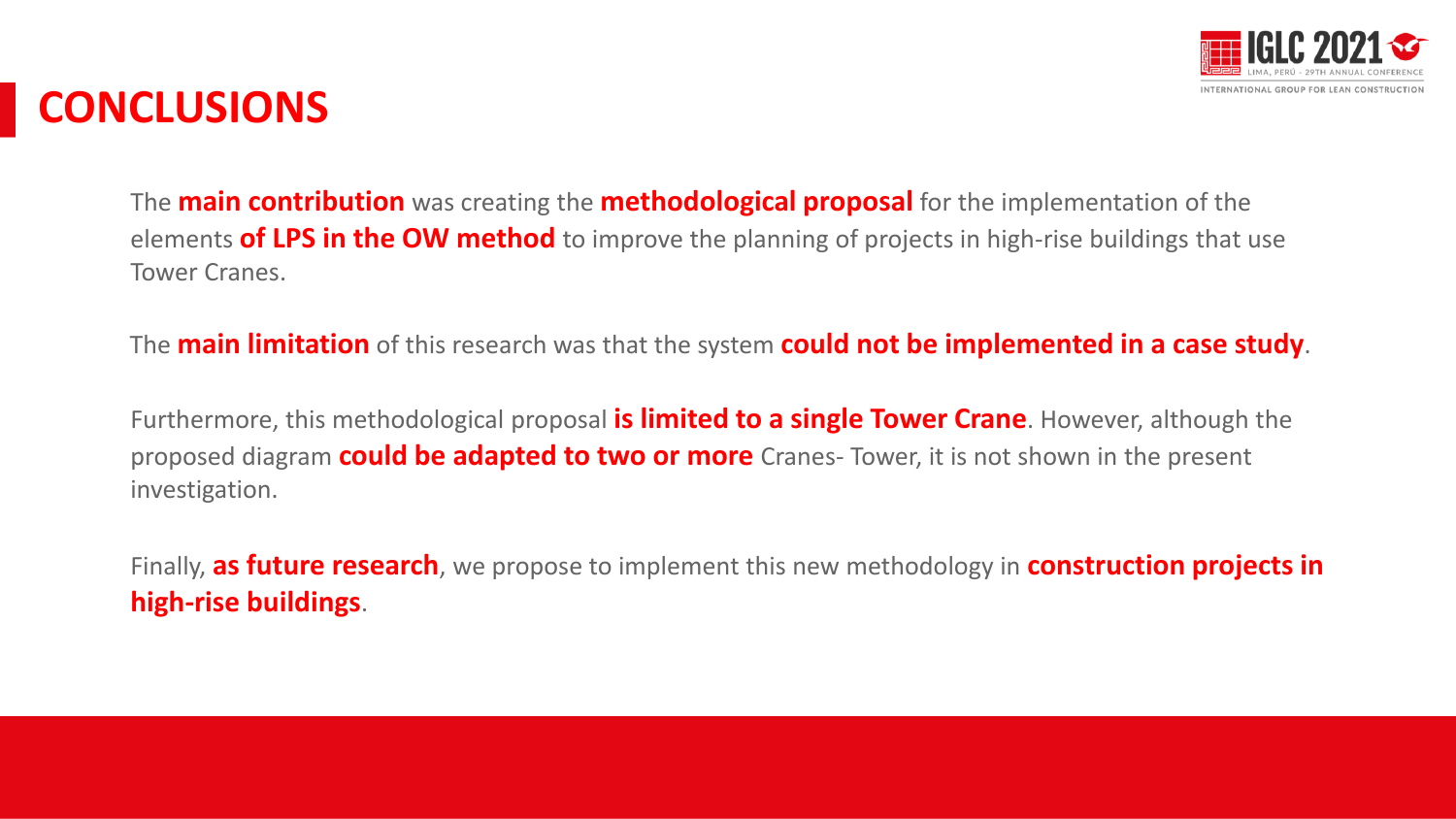# CONCLUSIONS

The **main contribution** was creating the **methodological proposal** for the implementation of the elements **of LPS in the OW method** to improve the planning of projects in high-rise buildings that use Tower Cranes.

The **main limitation** of this research was that the system **could not be implemented in a case study**.

Furthermore, this methodological proposal **is limited to a single Tower Crane**. However, although the proposed diagram **could be adapted to two or more** Cranes- Tower, it is not shown in the present investigation.

Finally, **as future research**, we propose to implement this new methodology in **construction projects in high-rise buildings**.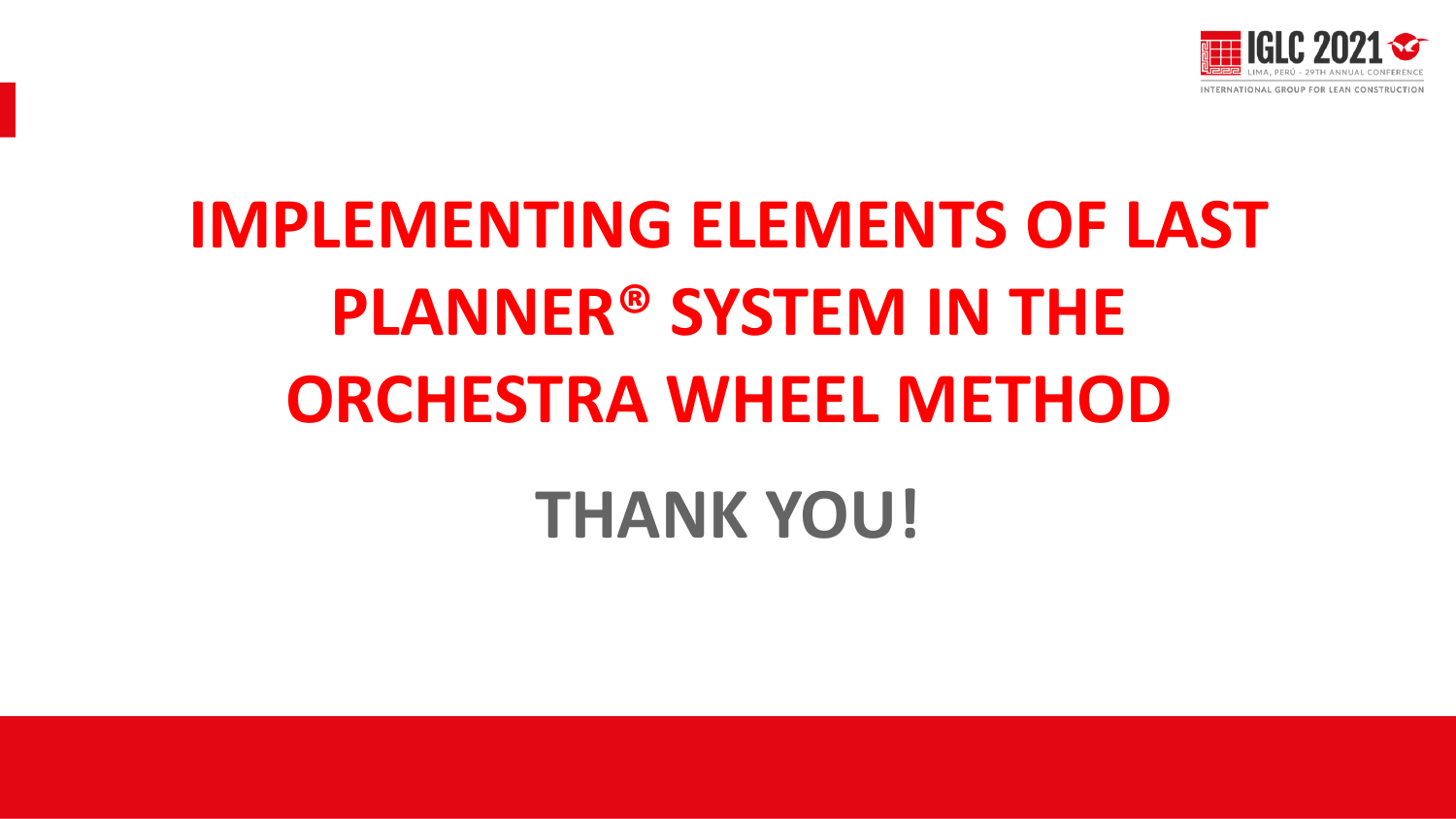# IMPLEMENTING ELEMENTS OF LAST PLANNER® SYSTEM IN THE ORCHESTRA WHEEL METHOD

## THANK YOU!